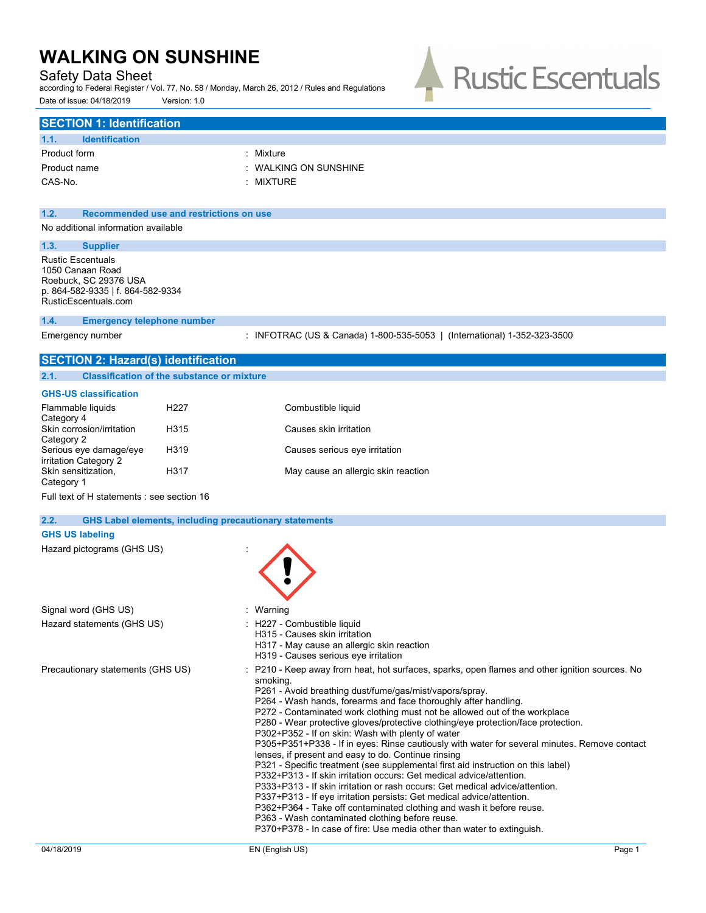# WALKING ON SUNSHINE

Safety Data Sheet

according to Federal Register / Vol. 77, No. 58 / Monday, March 26, 2012 / Rules and Regulations

Date of issue: 04/18/2019 Version: 1.0

Rustic Escentuals

## SECTION 1: Identification

### 1.1. Identification

| | |
|---|---|
| Product form | : Mixture |
| Product name | : WALKING ON SUNSHINE |
| CAS-No. | : MIXTURE |

### 1.2. Recommended use and restrictions on use

No additional information available

### 1.3. Supplier

Rustic Escentuals
1050 Canaan Road
Roebuck, SC 29376 USA
p. 864-582-9335 | f. 864-582-9334
RusticEscentuals.com

### 1.4. Emergency telephone number

| | |
|---|---|
| Emergency number | : INFOTRAC (US & Canada) 1-800-535-5053 \| (International) 1-352-323-3500 |

## SECTION 2: Hazard(s) identification

### 2.1. Classification of the substance or mixture

**GHS-US classification**

| | | |
|---|---|---|
| Flammable liquids Category 4 | H227 | Combustible liquid |
| Skin corrosion/irritation Category 2 | H315 | Causes skin irritation |
| Serious eye damage/eye irritation Category 2 | H319 | Causes serious eye irritation |
| Skin sensitization, Category 1 | H317 | May cause an allergic skin reaction |

Full text of H statements : see section 16

### 2.2. GHS Label elements, including precautionary statements

**GHS US labeling**

Hazard pictograms (GHS US) :

Signal word (GHS US) : Warning

Hazard statements (GHS US) :
- H227 - Combustible liquid
- H315 - Causes skin irritation
- H317 - May cause an allergic skin reaction
- H319 - Causes serious eye irritation

Precautionary statements (GHS US) :
- P210 - Keep away from heat, hot surfaces, sparks, open flames and other ignition sources. No smoking.
- P261 - Avoid breathing dust/fume/gas/mist/vapors/spray.
- P264 - Wash hands, forearms and face thoroughly after handling.
- P272 - Contaminated work clothing must not be allowed out of the workplace
- P280 - Wear protective gloves/protective clothing/eye protection/face protection.
- P302+P352 - If on skin: Wash with plenty of water
- P305+P351+P338 - If in eyes: Rinse cautiously with water for several minutes. Remove contact lenses, if present and easy to do. Continue rinsing
- P321 - Specific treatment (see supplemental first aid instruction on this label)
- P332+P313 - If skin irritation occurs: Get medical advice/attention.
- P333+P313 - If skin irritation or rash occurs: Get medical advice/attention.
- P337+P313 - If eye irritation persists: Get medical advice/attention.
- P362+P364 - Take off contaminated clothing and wash it before reuse.
- P363 - Wash contaminated clothing before reuse.
- P370+P378 - In case of fire: Use media other than water to extinguish.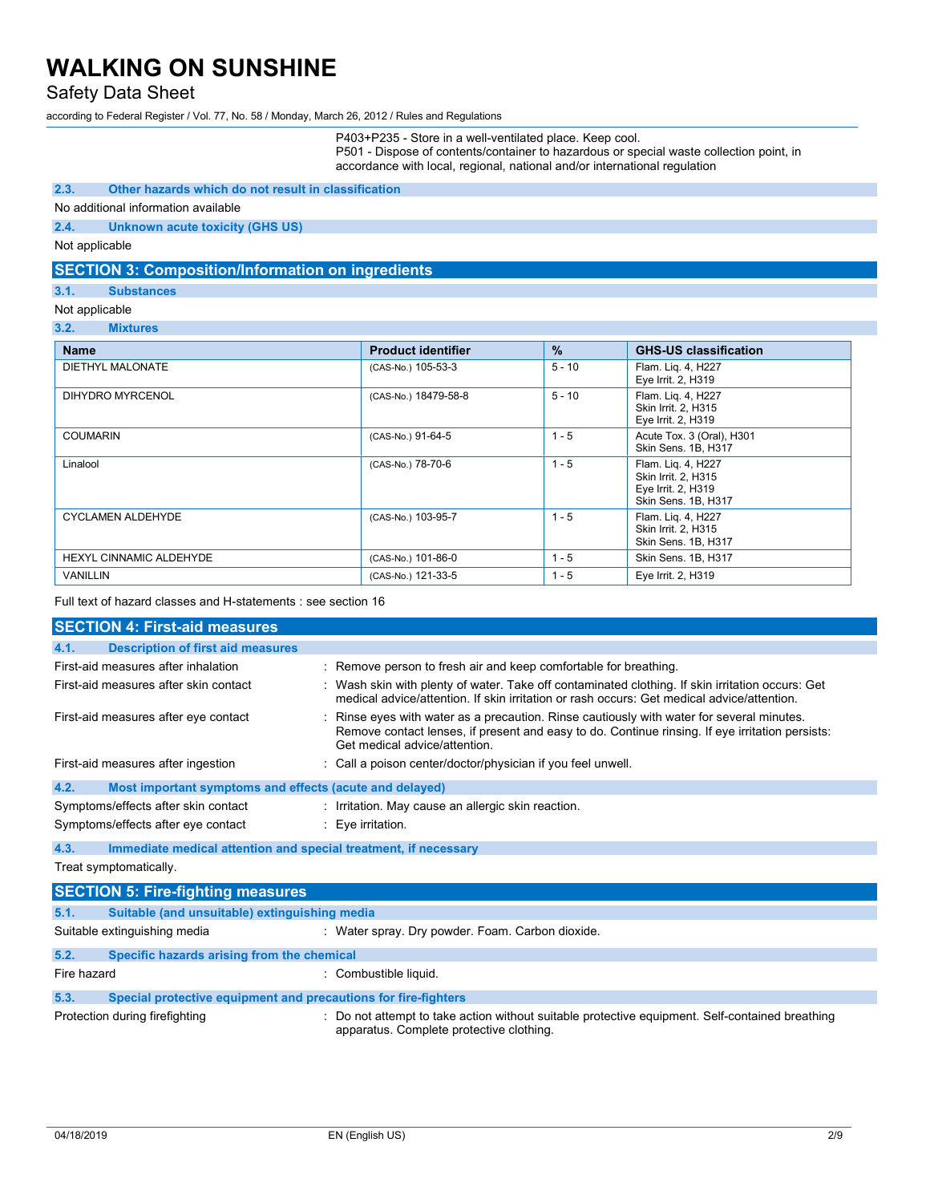P403+P235 - Store in a well-ventilated place. Keep cool.
P501 - Dispose of contents/container to hazardous or special waste collection point, in accordance with local, regional, national and/or international regulation

### 2.3. Other hazards which do not result in classification

No additional information available

### 2.4. Unknown acute toxicity (GHS US)

Not applicable

## SECTION 3: Composition/Information on ingredients

### 3.1. Substances

Not applicable

### 3.2. Mixtures

| Name | Product identifier | % | GHS-US classification |
|---|---|---|---|
| DIETHYL MALONATE | (CAS-No.) 105-53-3 | 5 - 10 | Flam. Liq. 4, H227<br>Eye Irrit. 2, H319 |
| DIHYDRO MYRCENOL | (CAS-No.) 18479-58-8 | 5 - 10 | Flam. Liq. 4, H227<br>Skin Irrit. 2, H315<br>Eye Irrit. 2, H319 |
| COUMARIN | (CAS-No.) 91-64-5 | 1 - 5 | Acute Tox. 3 (Oral), H301<br>Skin Sens. 1B, H317 |
| Linalool | (CAS-No.) 78-70-6 | 1 - 5 | Flam. Liq. 4, H227<br>Skin Irrit. 2, H315<br>Eye Irrit. 2, H319<br>Skin Sens. 1B, H317 |
| CYCLAMEN ALDEHYDE | (CAS-No.) 103-95-7 | 1 - 5 | Flam. Liq. 4, H227<br>Skin Irrit. 2, H315<br>Skin Sens. 1B, H317 |
| HEXYL CINNAMIC ALDEHYDE | (CAS-No.) 101-86-0 | 1 - 5 | Skin Sens. 1B, H317 |
| VANILLIN | (CAS-No.) 121-33-5 | 1 - 5 | Eye Irrit. 2, H319 |

Full text of hazard classes and H-statements : see section 16

## SECTION 4: First-aid measures

### 4.1. Description of first aid measures

First-aid measures after inhalation : Remove person to fresh air and keep comfortable for breathing.

First-aid measures after skin contact : Wash skin with plenty of water. Take off contaminated clothing. If skin irritation occurs: Get medical advice/attention. If skin irritation or rash occurs: Get medical advice/attention.

First-aid measures after eye contact : Rinse eyes with water as a precaution. Rinse cautiously with water for several minutes. Remove contact lenses, if present and easy to do. Continue rinsing. If eye irritation persists: Get medical advice/attention.

First-aid measures after ingestion : Call a poison center/doctor/physician if you feel unwell.

### 4.2. Most important symptoms and effects (acute and delayed)

Symptoms/effects after skin contact : Irritation. May cause an allergic skin reaction.

Symptoms/effects after eye contact : Eye irritation.

### 4.3. Immediate medical attention and special treatment, if necessary

Treat symptomatically.

## SECTION 5: Fire-fighting measures

### 5.1. Suitable (and unsuitable) extinguishing media

Suitable extinguishing media : Water spray. Dry powder. Foam. Carbon dioxide.

### 5.2. Specific hazards arising from the chemical

Fire hazard : Combustible liquid.

### 5.3. Special protective equipment and precautions for fire-fighters

Protection during firefighting : Do not attempt to take action without suitable protective equipment. Self-contained breathing apparatus. Complete protective clothing.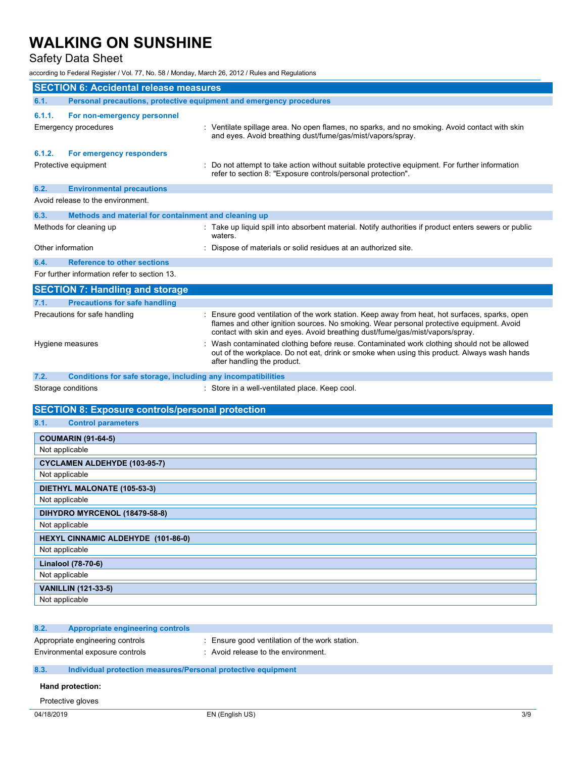## SECTION 6: Accidental release measures

### 6.1. Personal precautions, protective equipment and emergency procedures

#### 6.1.1. For non-emergency personnel

Emergency procedures : Ventilate spillage area. No open flames, no sparks, and no smoking. Avoid contact with skin and eyes. Avoid breathing dust/fume/gas/mist/vapors/spray.

#### 6.1.2. For emergency responders

Protective equipment : Do not attempt to take action without suitable protective equipment. For further information refer to section 8: "Exposure controls/personal protection".

### 6.2. Environmental precautions

Avoid release to the environment.

### 6.3. Methods and material for containment and cleaning up

Methods for cleaning up : Take up liquid spill into absorbent material. Notify authorities if product enters sewers or public waters.

Other information : Dispose of materials or solid residues at an authorized site.

### 6.4. Reference to other sections

For further information refer to section 13.

## SECTION 7: Handling and storage

### 7.1. Precautions for safe handling

Precautions for safe handling : Ensure good ventilation of the work station. Keep away from heat, hot surfaces, sparks, open flames and other ignition sources. No smoking. Wear personal protective equipment. Avoid contact with skin and eyes. Avoid breathing dust/fume/gas/mist/vapors/spray.

Hygiene measures : Wash contaminated clothing before reuse. Contaminated work clothing should not be allowed out of the workplace. Do not eat, drink or smoke when using this product. Always wash hands after handling the product.

### 7.2. Conditions for safe storage, including any incompatibilities

Storage conditions : Store in a well-ventilated place. Keep cool.

## SECTION 8: Exposure controls/personal protection

### 8.1. Control parameters

| COUMARIN (91-64-5) |
|---|
| Not applicable |

| CYCLAMEN ALDEHYDE (103-95-7) |
|---|
| Not applicable |

| DIETHYL MALONATE (105-53-3) |
|---|
| Not applicable |

| DIHYDRO MYRCENOL (18479-58-8) |
|---|
| Not applicable |

| HEXYL CINNAMIC ALDEHYDE (101-86-0) |
|---|
| Not applicable |

| Linalool (78-70-6) |
|---|
| Not applicable |

| VANILLIN (121-33-5) |
|---|
| Not applicable |

### 8.2. Appropriate engineering controls

Appropriate engineering controls : Ensure good ventilation of the work station.

Environmental exposure controls : Avoid release to the environment.

### 8.3. Individual protection measures/Personal protective equipment

**Hand protection:**

Protective gloves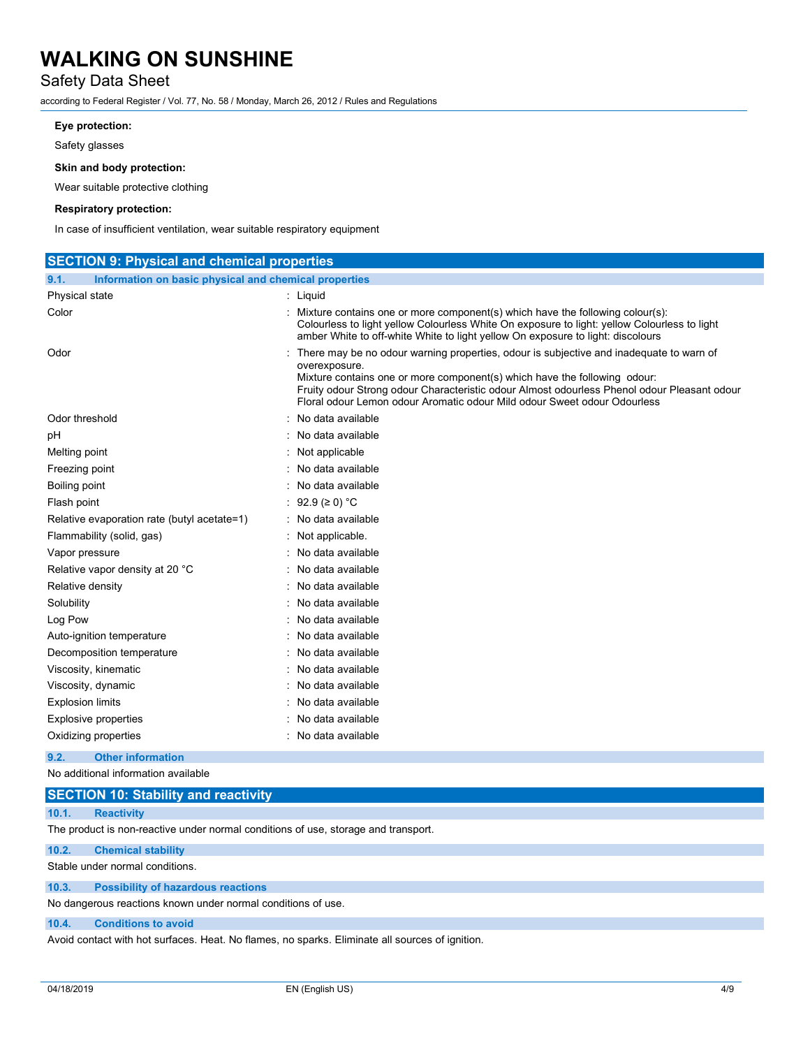**Eye protection:**

Safety glasses

**Skin and body protection:**

Wear suitable protective clothing

**Respiratory protection:**

In case of insufficient ventilation, wear suitable respiratory equipment

## SECTION 9: Physical and chemical properties

### 9.1. Information on basic physical and chemical properties

| Property | Value |
|---|---|
| Physical state | Liquid |
| Color | Mixture contains one or more component(s) which have the following colour(s): Colourless to light yellow Colourless White On exposure to light: yellow Colourless to light amber White to off-white White to light yellow On exposure to light: discolours |
| Odor | There may be no odour warning properties, odour is subjective and inadequate to warn of overexposure. Mixture contains one or more component(s) which have the following odour: Fruity odour Strong odour Characteristic odour Almost odourless Phenol odour Pleasant odour Floral odour Lemon odour Aromatic odour Mild odour Sweet odour Odourless |
| Odor threshold | No data available |
| pH | No data available |
| Melting point | Not applicable |
| Freezing point | No data available |
| Boiling point | No data available |
| Flash point | 92.9 (≥ 0) °C |
| Relative evaporation rate (butyl acetate=1) | No data available |
| Flammability (solid, gas) | Not applicable. |
| Vapor pressure | No data available |
| Relative vapor density at 20 °C | No data available |
| Relative density | No data available |
| Solubility | No data available |
| Log Pow | No data available |
| Auto-ignition temperature | No data available |
| Decomposition temperature | No data available |
| Viscosity, kinematic | No data available |
| Viscosity, dynamic | No data available |
| Explosion limits | No data available |
| Explosive properties | No data available |
| Oxidizing properties | No data available |

### 9.2. Other information

No additional information available

## SECTION 10: Stability and reactivity

### 10.1. Reactivity

The product is non-reactive under normal conditions of use, storage and transport.

### 10.2. Chemical stability

Stable under normal conditions.

### 10.3. Possibility of hazardous reactions

No dangerous reactions known under normal conditions of use.

### 10.4. Conditions to avoid

Avoid contact with hot surfaces. Heat. No flames, no sparks. Eliminate all sources of ignition.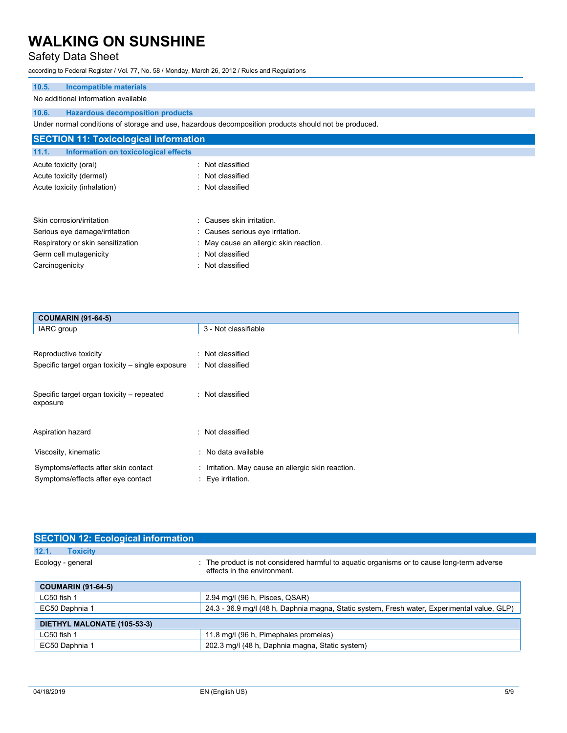### 10.5. Incompatible materials

No additional information available

### 10.6. Hazardous decomposition products

Under normal conditions of storage and use, hazardous decomposition products should not be produced.

## SECTION 11: Toxicological information

### 11.1. Information on toxicological effects

Acute toxicity (oral) : Not classified

Acute toxicity (dermal) : Not classified

Acute toxicity (inhalation) : Not classified

Skin corrosion/irritation : Causes skin irritation.

Serious eye damage/irritation : Causes serious eye irritation.

Respiratory or skin sensitization : May cause an allergic skin reaction.

Germ cell mutagenicity : Not classified

Carcinogenicity : Not classified

| COUMARIN (91-64-5) | |
|---|---|
| IARC group | 3 - Not classifiable |

Reproductive toxicity : Not classified

Specific target organ toxicity – single exposure : Not classified

Specific target organ toxicity – repeated exposure : Not classified

Aspiration hazard : Not classified

Viscosity, kinematic : No data available

Symptoms/effects after skin contact : Irritation. May cause an allergic skin reaction.

Symptoms/effects after eye contact : Eye irritation.

## SECTION 12: Ecological information

### 12.1. Toxicity

Ecology - general : The product is not considered harmful to aquatic organisms or to cause long-term adverse effects in the environment.

| COUMARIN (91-64-5) | |
|---|---|
| LC50 fish 1 | 2.94 mg/l (96 h, Pisces, QSAR) |
| EC50 Daphnia 1 | 24.3 - 36.9 mg/l (48 h, Daphnia magna, Static system, Fresh water, Experimental value, GLP) |

| DIETHYL MALONATE (105-53-3) | |
|---|---|
| LC50 fish 1 | 11.8 mg/l (96 h, Pimephales promelas) |
| EC50 Daphnia 1 | 202.3 mg/l (48 h, Daphnia magna, Static system) |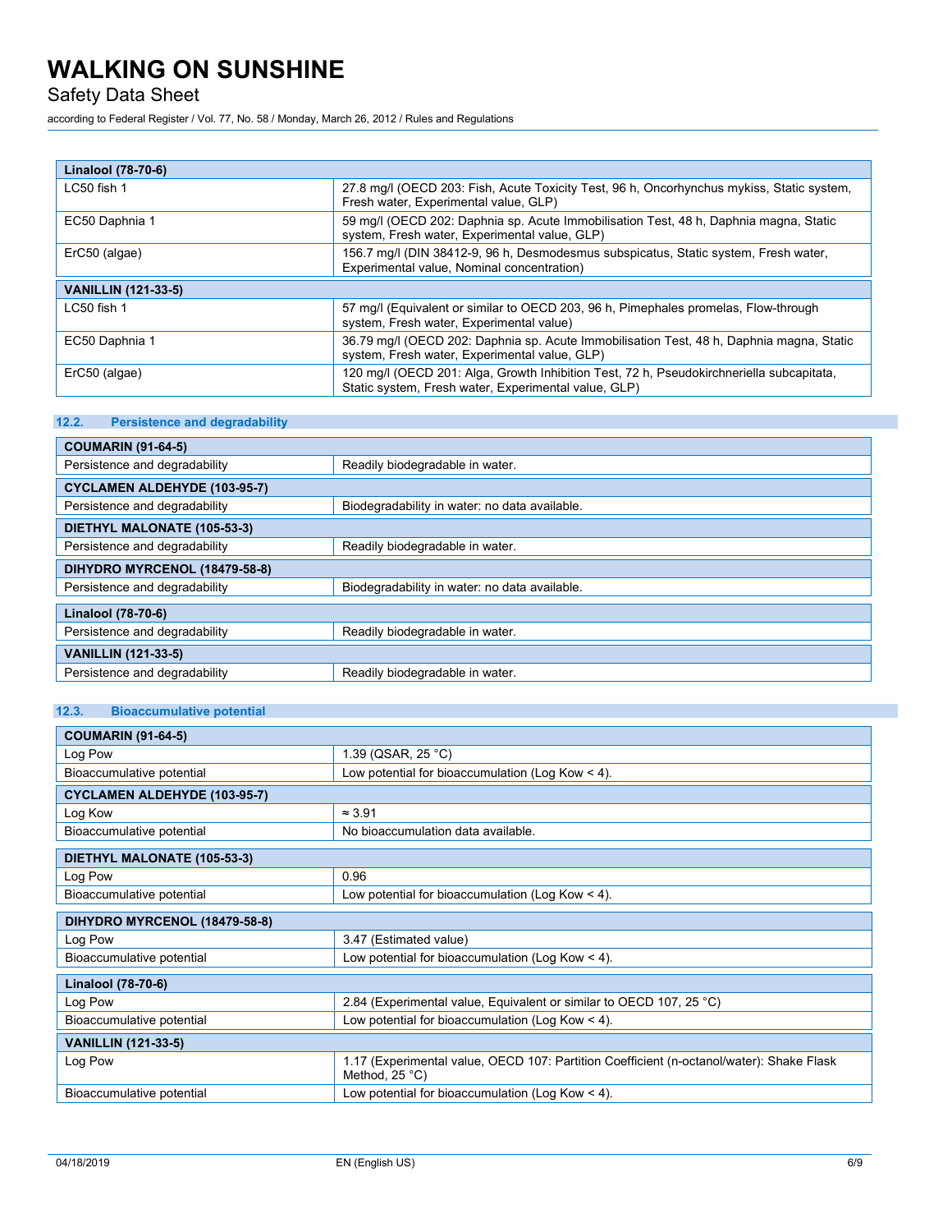| Linalool (78-70-6) | |
|---|---|
| LC50 fish 1 | 27.8 mg/l (OECD 203: Fish, Acute Toxicity Test, 96 h, Oncorhynchus mykiss, Static system, Fresh water, Experimental value, GLP) |
| EC50 Daphnia 1 | 59 mg/l (OECD 202: Daphnia sp. Acute Immobilisation Test, 48 h, Daphnia magna, Static system, Fresh water, Experimental value, GLP) |
| ErC50 (algae) | 156.7 mg/l (DIN 38412-9, 96 h, Desmodesmus subspicatus, Static system, Fresh water, Experimental value, Nominal concentration) |
| **VANILLIN (121-33-5)** | |
| LC50 fish 1 | 57 mg/l (Equivalent or similar to OECD 203, 96 h, Pimephales promelas, Flow-through system, Fresh water, Experimental value) |
| EC50 Daphnia 1 | 36.79 mg/l (OECD 202: Daphnia sp. Acute Immobilisation Test, 48 h, Daphnia magna, Static system, Fresh water, Experimental value, GLP) |
| ErC50 (algae) | 120 mg/l (OECD 201: Alga, Growth Inhibition Test, 72 h, Pseudokirchneriella subcapitata, Static system, Fresh water, Experimental value, GLP) |

### 12.2. Persistence and degradability

| COUMARIN (91-64-5) | |
|---|---|
| Persistence and degradability | Readily biodegradable in water. |
| **CYCLAMEN ALDEHYDE (103-95-7)** | |
| Persistence and degradability | Biodegradability in water: no data available. |
| **DIETHYL MALONATE (105-53-3)** | |
| Persistence and degradability | Readily biodegradable in water. |
| **DIHYDRO MYRCENOL (18479-58-8)** | |
| Persistence and degradability | Biodegradability in water: no data available. |
| **Linalool (78-70-6)** | |
| Persistence and degradability | Readily biodegradable in water. |
| **VANILLIN (121-33-5)** | |
| Persistence and degradability | Readily biodegradable in water. |

### 12.3. Bioaccumulative potential

| COUMARIN (91-64-5) | |
|---|---|
| Log Pow | 1.39 (QSAR, 25 °C) |
| Bioaccumulative potential | Low potential for bioaccumulation (Log Kow < 4). |
| **CYCLAMEN ALDEHYDE (103-95-7)** | |
| Log Kow | ≈ 3.91 |
| Bioaccumulative potential | No bioaccumulation data available. |
| **DIETHYL MALONATE (105-53-3)** | |
| Log Pow | 0.96 |
| Bioaccumulative potential | Low potential for bioaccumulation (Log Kow < 4). |
| **DIHYDRO MYRCENOL (18479-58-8)** | |
| Log Pow | 3.47 (Estimated value) |
| Bioaccumulative potential | Low potential for bioaccumulation (Log Kow < 4). |
| **Linalool (78-70-6)** | |
| Log Pow | 2.84 (Experimental value, Equivalent or similar to OECD 107, 25 °C) |
| Bioaccumulative potential | Low potential for bioaccumulation (Log Kow < 4). |
| **VANILLIN (121-33-5)** | |
| Log Pow | 1.17 (Experimental value, OECD 107: Partition Coefficient (n-octanol/water): Shake Flask Method, 25 °C) |
| Bioaccumulative potential | Low potential for bioaccumulation (Log Kow < 4). |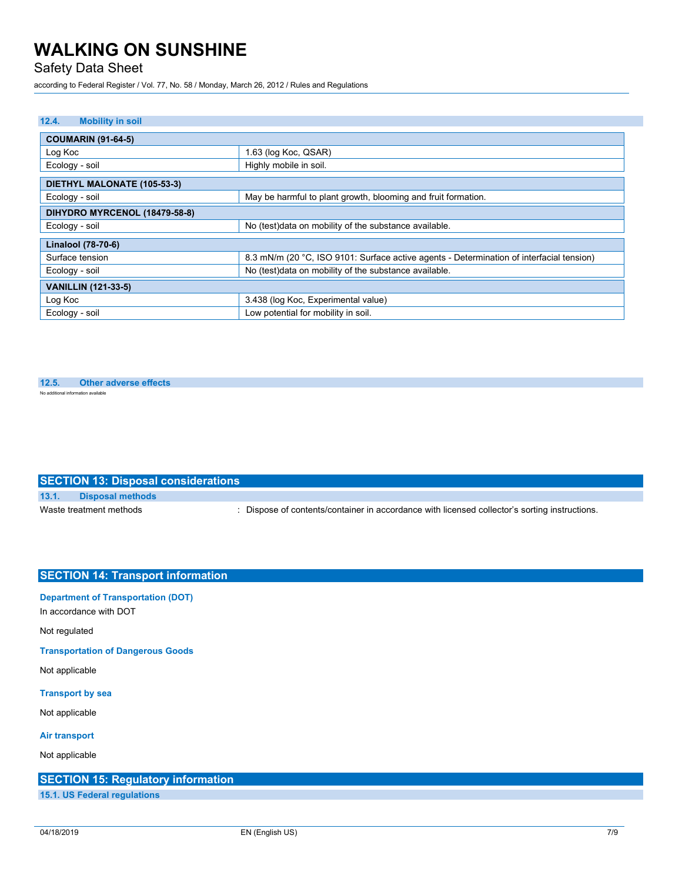### 12.4. Mobility in soil

| COUMARIN (91-64-5) | |
|---|---|
| Log Koc | 1.63 (log Koc, QSAR) |
| Ecology - soil | Highly mobile in soil. |

| DIETHYL MALONATE (105-53-3) | |
|---|---|
| Ecology - soil | May be harmful to plant growth, blooming and fruit formation. |

| DIHYDRO MYRCENOL (18479-58-8) | |
|---|---|
| Ecology - soil | No (test)data on mobility of the substance available. |

| Linalool (78-70-6) | |
|---|---|
| Surface tension | 8.3 mN/m (20 °C, ISO 9101: Surface active agents - Determination of interfacial tension) |
| Ecology - soil | No (test)data on mobility of the substance available. |

| VANILLIN (121-33-5) | |
|---|---|
| Log Koc | 3.438 (log Koc, Experimental value) |
| Ecology - soil | Low potential for mobility in soil. |

### 12.5. Other adverse effects

No additional information available

## SECTION 13: Disposal considerations

### 13.1. Disposal methods

Waste treatment methods : Dispose of contents/container in accordance with licensed collector's sorting instructions.

## SECTION 14: Transport information

**Department of Transportation (DOT)**

In accordance with DOT

Not regulated

**Transportation of Dangerous Goods**

Not applicable

**Transport by sea**

Not applicable

**Air transport**

Not applicable

## SECTION 15: Regulatory information

### 15.1. US Federal regulations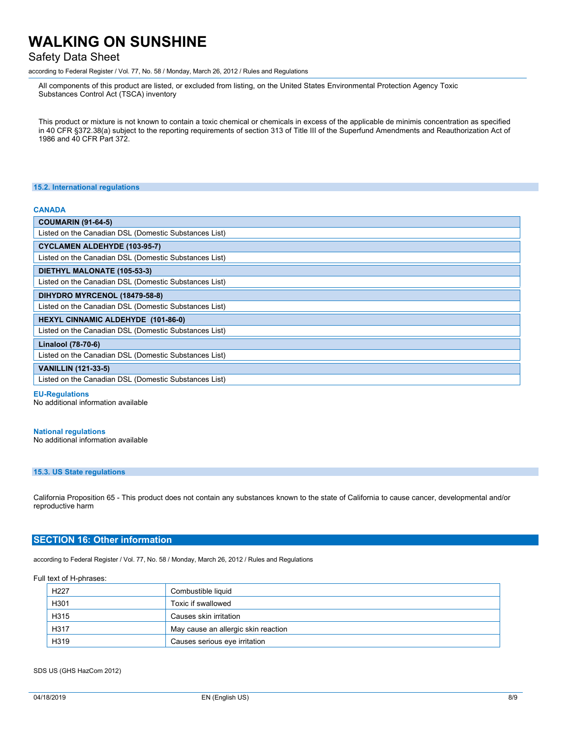All components of this product are listed, or excluded from listing, on the United States Environmental Protection Agency Toxic Substances Control Act (TSCA) inventory

This product or mixture is not known to contain a toxic chemical or chemicals in excess of the applicable de minimis concentration as specified in 40 CFR §372.38(a) subject to the reporting requirements of section 313 of Title III of the Superfund Amendments and Reauthorization Act of 1986 and 40 CFR Part 372.

### 15.2. International regulations

**CANADA**

| **COUMARIN (91-64-5)** |
|---|
| Listed on the Canadian DSL (Domestic Substances List) |

| **CYCLAMEN ALDEHYDE (103-95-7)** |
|---|
| Listed on the Canadian DSL (Domestic Substances List) |

| **DIETHYL MALONATE (105-53-3)** |
|---|
| Listed on the Canadian DSL (Domestic Substances List) |

| **DIHYDRO MYRCENOL (18479-58-8)** |
|---|
| Listed on the Canadian DSL (Domestic Substances List) |

| **HEXYL CINNAMIC ALDEHYDE (101-86-0)** |
|---|
| Listed on the Canadian DSL (Domestic Substances List) |

| **Linalool (78-70-6)** |
|---|
| Listed on the Canadian DSL (Domestic Substances List) |

| **VANILLIN (121-33-5)** |
|---|
| Listed on the Canadian DSL (Domestic Substances List) |

**EU-Regulations**

No additional information available

**National regulations**

No additional information available

### 15.3. US State regulations

California Proposition 65 - This product does not contain any substances known to the state of California to cause cancer, developmental and/or reproductive harm

## SECTION 16: Other information

according to Federal Register / Vol. 77, No. 58 / Monday, March 26, 2012 / Rules and Regulations

Full text of H-phrases:

| | |
|---|---|
| H227 | Combustible liquid |
| H301 | Toxic if swallowed |
| H315 | Causes skin irritation |
| H317 | May cause an allergic skin reaction |
| H319 | Causes serious eye irritation |

SDS US (GHS HazCom 2012)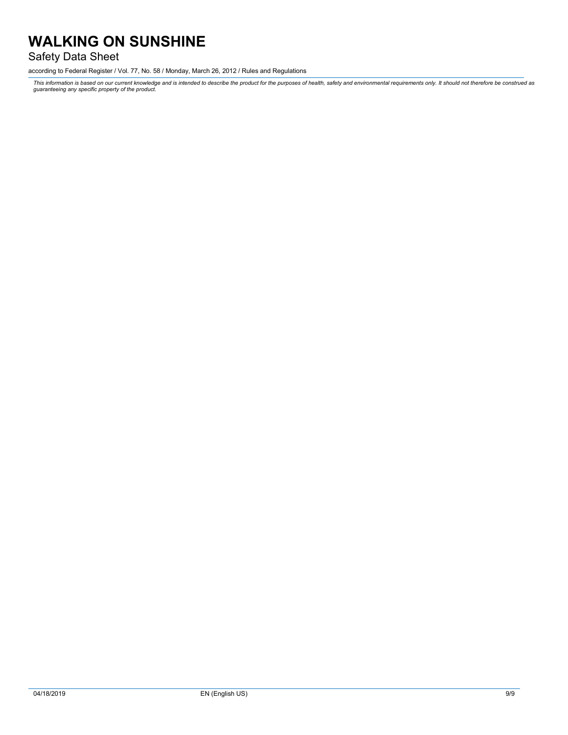*This information is based on our current knowledge and is intended to describe the product for the purposes of health, safety and environmental requirements only. It should not therefore be construed as guaranteeing any specific property of the product.*